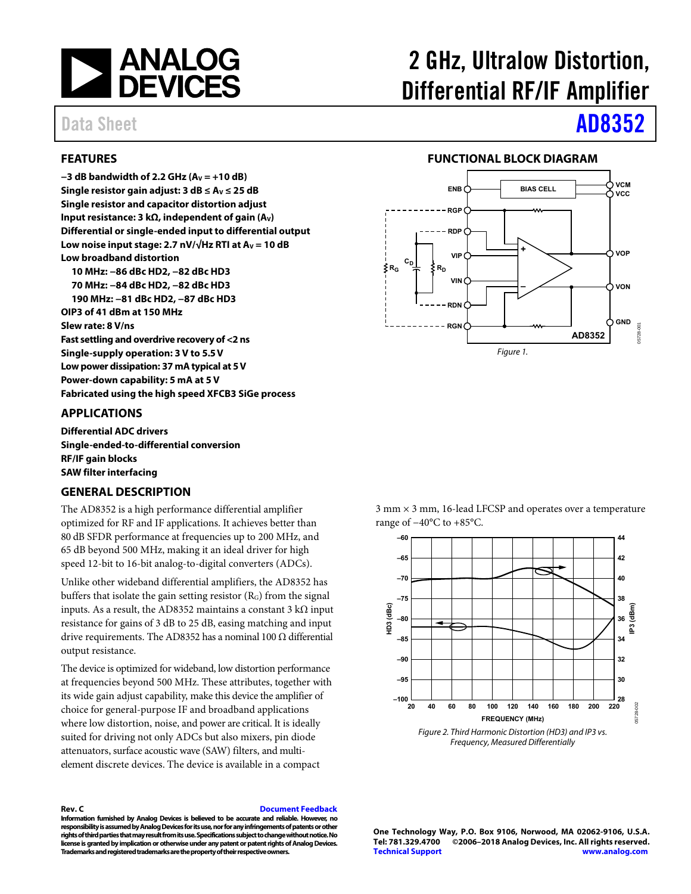# 2 GHz, Ultralow Distortion, Differential RF/IF Amplifier

## Data Sheet AD8352

## FEATURES

**−3 dB bandwidth of 2.2 GHz ($A_V$ = +10 dB)**
**Single resistor gain adjust: 3 dB ≤ $A_V$ ≤ 25 dB**
**Single resistor and capacitor distortion adjust**
**Input resistance: 3 kΩ, independent of gain ($A_V$)**
**Differential or single-ended input to differential output**
**Low noise input stage: 2.7 nV/√Hz RTI at $A_V$ = 10 dB**
**Low broadband distortion**
- **10 MHz: −86 dBc HD2, −82 dBc HD3**
- **70 MHz: −84 dBc HD2, −82 dBc HD3**
- **190 MHz: −81 dBc HD2, −87 dBc HD3**

**OIP3 of 41 dBm at 150 MHz**
**Slew rate: 8 V/ns**
**Fast settling and overdrive recovery of <2 ns**
**Single-supply operation: 3 V to 5.5 V**
**Low power dissipation: 37 mA typical at 5 V**
**Power-down capability: 5 mA at 5 V**
**Fabricated using the high speed XFCB3 SiGe process**

## APPLICATIONS

**Differential ADC drivers**
**Single-ended-to-differential conversion**
**RF/IF gain blocks**
**SAW filter interfacing**

## FUNCTIONAL BLOCK DIAGRAM

Figure 1.

## GENERAL DESCRIPTION

The AD8352 is a high performance differential amplifier optimized for RF and IF applications. It achieves better than 80 dB SFDR performance at frequencies up to 200 MHz, and 65 dB beyond 500 MHz, making it an ideal driver for high speed 12-bit to 16-bit analog-to-digital converters (ADCs).

Unlike other wideband differential amplifiers, the AD8352 has buffers that isolate the gain setting resistor ($R_G$) from the signal inputs. As a result, the AD8352 maintains a constant 3 kΩ input resistance for gains of 3 dB to 25 dB, easing matching and input drive requirements. The AD8352 has a nominal 100 Ω differential output resistance.

The device is optimized for wideband, low distortion performance at frequencies beyond 500 MHz. These attributes, together with its wide gain adjust capability, make this device the amplifier of choice for general-purpose IF and broadband applications where low distortion, noise, and power are critical. It is ideally suited for driving not only ADCs but also mixers, pin diode attenuators, surface acoustic wave (SAW) filters, and multi-element discrete devices. The device is available in a compact 3 mm × 3 mm, 16-lead LFCSP and operates over a temperature range of −40°C to +85°C.

Figure 2. Third Harmonic Distortion (HD3) and IP3 vs. Frequency, Measured Differentially

**Rev. C** Document Feedback

**Information furnished by Analog Devices is believed to be accurate and reliable. However, no responsibility is assumed by Analog Devices for its use, nor for any infringements of patents or other rights of third parties that may result from its use. Specifications subject to change without notice. No license is granted by implication or otherwise under any patent or patent rights of Analog Devices. Trademarks and registered trademarks are the property of their respective owners.**

**One Technology Way, P.O. Box 9106, Norwood, MA 02062-9106, U.S.A.**
**Tel: 781.329.4700 ©2006–2018 Analog Devices, Inc. All rights reserved.**
**Technical Support www.analog.com**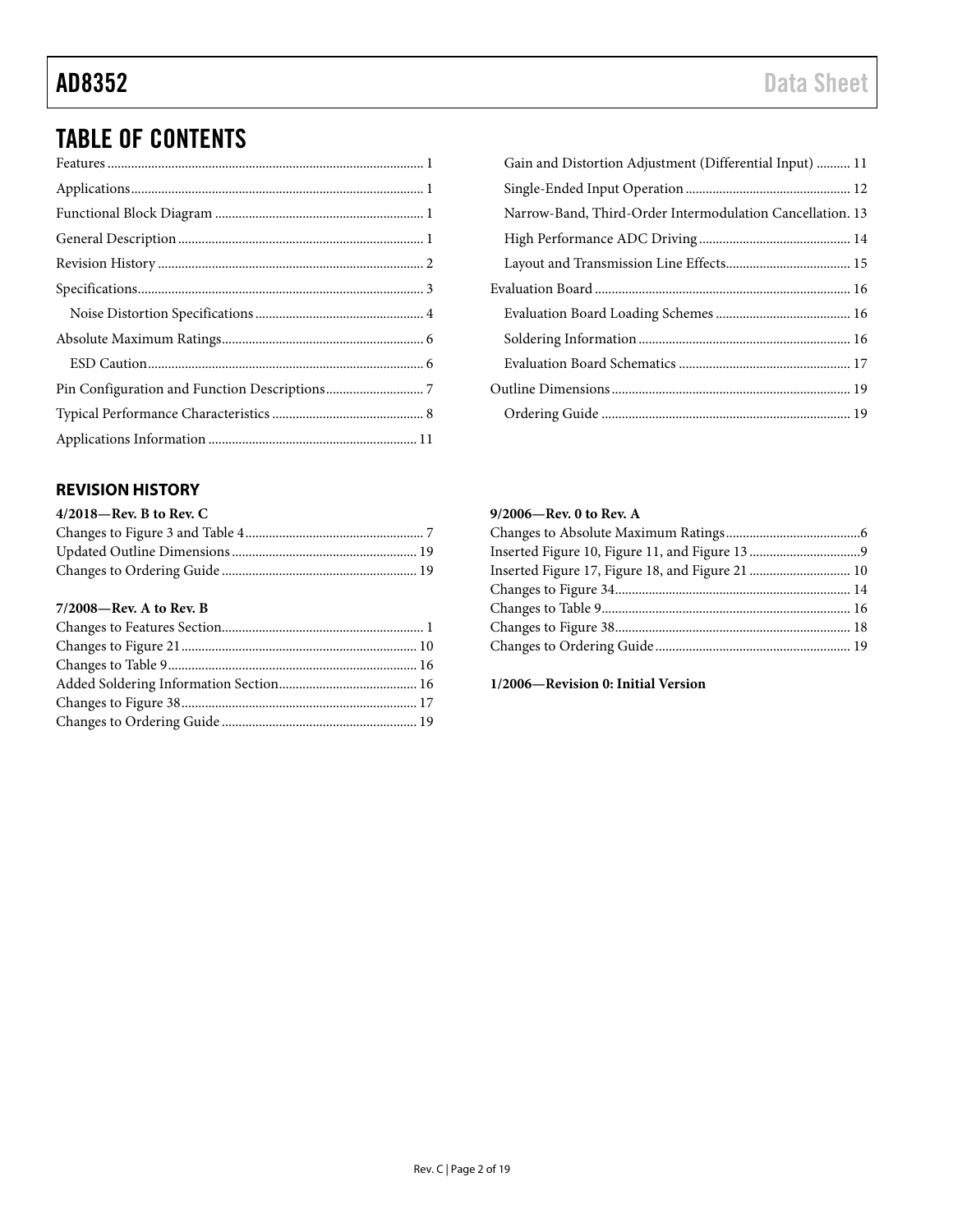## TABLE OF CONTENTS

Features ........................................................ 1
Applications ................................................... 1
Functional Block Diagram ............................... 1
General Description ........................................ 1
Revision History ............................................. 2
Specifications.................................................. 3
  Noise Distortion Specifications ..................... 4
Absolute Maximum Ratings.............................. 6
  ESD Caution................................................. 6
Pin Configuration and Function Descriptions............................. 7
Typical Performance Characteristics ............ 8
Applications Information ............................... 11
  Gain and Distortion Adjustment (Differential Input) .......... 11
  Single-Ended Input Operation ..................... 12
  Narrow-Band, Third-Order Intermodulation Cancellation. 13
  High Performance ADC Driving .................. 14
  Layout and Transmission Line Effects........... 15
Evaluation Board ........................................... 16
  Evaluation Board Loading Schemes .............. 16
  Soldering Information .................................. 16
  Evaluation Board Schematics ........................ 17
Outline Dimensions ....................................... 19
  Ordering Guide ........................................... 19

### REVISION HISTORY

**4/2018—Rev. B to Rev. C**

Changes to Figure 3 and Table 4.................................... 7
Updated Outline Dimensions ...................................... 19
Changes to Ordering Guide ........................................ 19

**7/2008—Rev. A to Rev. B**

Changes to Features Section.......................................... 1
Changes to Figure 21.................................................... 10
Changes to Table 9........................................................ 16
Added Soldering Information Section......................... 16
Changes to Figure 38.................................................... 17
Changes to Ordering Guide ......................................... 19

**9/2006—Rev. 0 to Rev. A**

Changes to Absolute Maximum Ratings.......................................6
Inserted Figure 10, Figure 11, and Figure 13 ................................9
Inserted Figure 17, Figure 18, and Figure 21 ............................. 10
Changes to Figure 34.................................................................... 14
Changes to Table 9........................................................................ 16
Changes to Figure 38.................................................................... 18
Changes to Ordering Guide ......................................................... 19

**1/2006—Revision 0: Initial Version**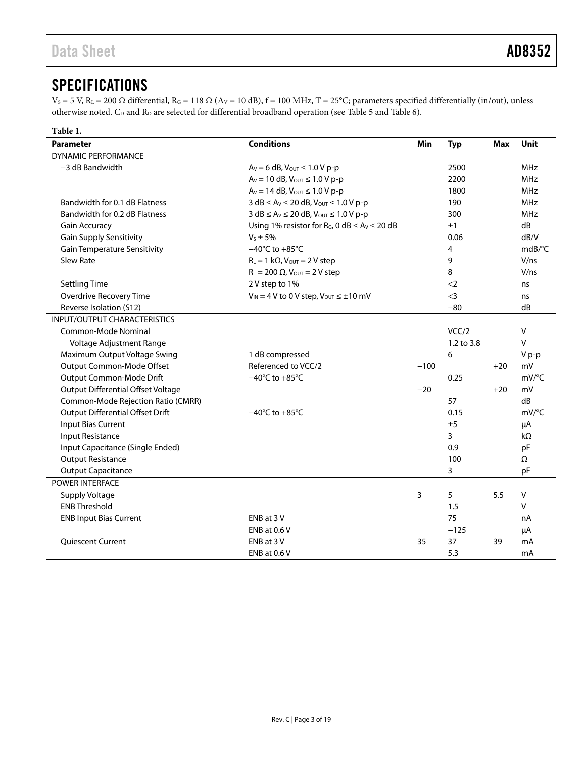## SPECIFICATIONS

$V_S$ = 5 V, $R_L$ = 200 Ω differential, $R_G$ = 118 Ω ($A_V$ = 10 dB), f = 100 MHz, T = 25°C; parameters specified differentially (in/out), unless otherwise noted. $C_D$ and $R_D$ are selected for differential broadband operation (see Table 5 and Table 6).

**Table 1.**

| Parameter | Conditions | Min | Typ | Max | Unit |
|---|---|---|---|---|---|
| DYNAMIC PERFORMANCE | | | | | |
| −3 dB Bandwidth | $A_V$ = 6 dB, $V_{OUT}$ ≤ 1.0 V p-p | | 2500 | | MHz |
| | $A_V$ = 10 dB, $V_{OUT}$ ≤ 1.0 V p-p | | 2200 | | MHz |
| | $A_V$ = 14 dB, $V_{OUT}$ ≤ 1.0 V p-p | | 1800 | | MHz |
| Bandwidth for 0.1 dB Flatness | 3 dB ≤ $A_V$ ≤ 20 dB, $V_{OUT}$ ≤ 1.0 V p-p | | 190 | | MHz |
| Bandwidth for 0.2 dB Flatness | 3 dB ≤ $A_V$ ≤ 20 dB, $V_{OUT}$ ≤ 1.0 V p-p | | 300 | | MHz |
| Gain Accuracy | Using 1% resistor for $R_G$, 0 dB ≤ $A_V$ ≤ 20 dB | | ±1 | | dB |
| Gain Supply Sensitivity | $V_S$ ± 5% | | 0.06 | | dB/V |
| Gain Temperature Sensitivity | −40°C to +85°C | | 4 | | mdB/°C |
| Slew Rate | $R_L$ = 1 kΩ, $V_{OUT}$ = 2 V step | | 9 | | V/ns |
| | $R_L$ = 200 Ω, $V_{OUT}$ = 2 V step | | 8 | | V/ns |
| Settling Time | 2 V step to 1% | | <2 | | ns |
| Overdrive Recovery Time | $V_{IN}$ = 4 V to 0 V step, $V_{OUT}$ ≤ ±10 mV | | <3 | | ns |
| Reverse Isolation (S12) | | | −80 | | dB |
| INPUT/OUTPUT CHARACTERISTICS | | | | | |
| Common-Mode Nominal | | | VCC/2 | | V |
| Voltage Adjustment Range | | | 1.2 to 3.8 | | V |
| Maximum Output Voltage Swing | 1 dB compressed | | 6 | | V p-p |
| Output Common-Mode Offset | Referenced to VCC/2 | −100 | | +20 | mV |
| Output Common-Mode Drift | −40°C to +85°C | | 0.25 | | mV/°C |
| Output Differential Offset Voltage | | −20 | | +20 | mV |
| Common-Mode Rejection Ratio (CMRR) | | | 57 | | dB |
| Output Differential Offset Drift | −40°C to +85°C | | 0.15 | | mV/°C |
| Input Bias Current | | | ±5 | | μA |
| Input Resistance | | | 3 | | kΩ |
| Input Capacitance (Single Ended) | | | 0.9 | | pF |
| Output Resistance | | | 100 | | Ω |
| Output Capacitance | | | 3 | | pF |
| POWER INTERFACE | | | | | |
| Supply Voltage | | 3 | 5 | 5.5 | V |
| ENB Threshold | | | 1.5 | | V |
| ENB Input Bias Current | ENB at 3 V | | 75 | | nA |
| | ENB at 0.6 V | | −125 | | μA |
| Quiescent Current | ENB at 3 V | 35 | 37 | 39 | mA |
| | ENB at 0.6 V | | 5.3 | | mA |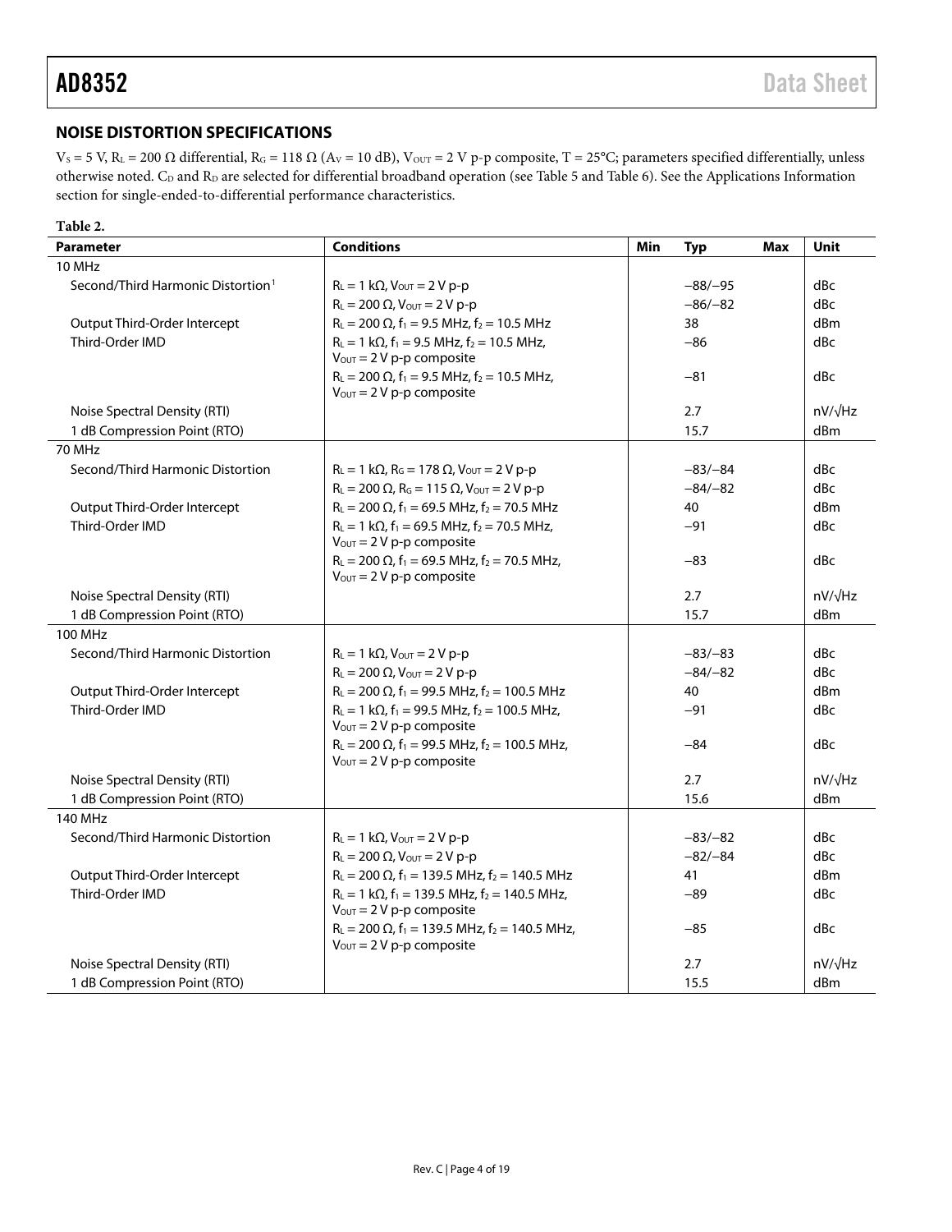## NOISE DISTORTION SPECIFICATIONS

$V_S$ = 5 V, $R_L$ = 200 Ω differential, $R_G$ = 118 Ω ($A_V$ = 10 dB), $V_{OUT}$ = 2 V p-p composite, T = 25°C; parameters specified differentially, unless otherwise noted. $C_D$ and $R_D$ are selected for differential broadband operation (see Table 5 and Table 6). See the Applications Information section for single-ended-to-differential performance characteristics.

**Table 2.**

| Parameter | Conditions | Min | Typ | Max | Unit |
|---|---|---|---|---|---|
| 10 MHz | | | | | |
| Second/Third Harmonic Distortion[1] | $R_L$ = 1 kΩ, $V_{OUT}$ = 2 V p-p | | −88/−95 | | dBc |
| | $R_L$ = 200 Ω, $V_{OUT}$ = 2 V p-p | | −86/−82 | | dBc |
| Output Third-Order Intercept | $R_L$ = 200 Ω, $f_1$ = 9.5 MHz, $f_2$ = 10.5 MHz | | 38 | | dBm |
| Third-Order IMD | $R_L$ = 1 kΩ, $f_1$ = 9.5 MHz, $f_2$ = 10.5 MHz, $V_{OUT}$ = 2 V p-p composite | | −86 | | dBc |
| | $R_L$ = 200 Ω, $f_1$ = 9.5 MHz, $f_2$ = 10.5 MHz, $V_{OUT}$ = 2 V p-p composite | | −81 | | dBc |
| Noise Spectral Density (RTI) | | | 2.7 | | nV/√Hz |
| 1 dB Compression Point (RTO) | | | 15.7 | | dBm |
| 70 MHz | | | | | |
| Second/Third Harmonic Distortion | $R_L$ = 1 kΩ, $R_G$ = 178 Ω, $V_{OUT}$ = 2 V p-p | | −83/−84 | | dBc |
| | $R_L$ = 200 Ω, $R_G$ = 115 Ω, $V_{OUT}$ = 2 V p-p | | −84/−82 | | dBc |
| Output Third-Order Intercept | $R_L$ = 200 Ω, $f_1$ = 69.5 MHz, $f_2$ = 70.5 MHz | | 40 | | dBm |
| Third-Order IMD | $R_L$ = 1 kΩ, $f_1$ = 69.5 MHz, $f_2$ = 70.5 MHz, $V_{OUT}$ = 2 V p-p composite | | −91 | | dBc |
| | $R_L$ = 200 Ω, $f_1$ = 69.5 MHz, $f_2$ = 70.5 MHz, $V_{OUT}$ = 2 V p-p composite | | −83 | | dBc |
| Noise Spectral Density (RTI) | | | 2.7 | | nV/√Hz |
| 1 dB Compression Point (RTO) | | | 15.7 | | dBm |
| 100 MHz | | | | | |
| Second/Third Harmonic Distortion | $R_L$ = 1 kΩ, $V_{OUT}$ = 2 V p-p | | −83/−83 | | dBc |
| | $R_L$ = 200 Ω, $V_{OUT}$ = 2 V p-p | | −84/−82 | | dBc |
| Output Third-Order Intercept | $R_L$ = 200 Ω, $f_1$ = 99.5 MHz, $f_2$ = 100.5 MHz | | 40 | | dBm |
| Third-Order IMD | $R_L$ = 1 kΩ, $f_1$ = 99.5 MHz, $f_2$ = 100.5 MHz, $V_{OUT}$ = 2 V p-p composite | | −91 | | dBc |
| | $R_L$ = 200 Ω, $f_1$ = 99.5 MHz, $f_2$ = 100.5 MHz, $V_{OUT}$ = 2 V p-p composite | | −84 | | dBc |
| Noise Spectral Density (RTI) | | | 2.7 | | nV/√Hz |
| 1 dB Compression Point (RTO) | | | 15.6 | | dBm |
| 140 MHz | | | | | |
| Second/Third Harmonic Distortion | $R_L$ = 1 kΩ, $V_{OUT}$ = 2 V p-p | | −83/−82 | | dBc |
| | $R_L$ = 200 Ω, $V_{OUT}$ = 2 V p-p | | −82/−84 | | dBc |
| Output Third-Order Intercept | $R_L$ = 200 Ω, $f_1$ = 139.5 MHz, $f_2$ = 140.5 MHz | | 41 | | dBm |
| Third-Order IMD | $R_L$ = 1 kΩ, $f_1$ = 139.5 MHz, $f_2$ = 140.5 MHz, $V_{OUT}$ = 2 V p-p composite | | −89 | | dBc |
| | $R_L$ = 200 Ω, $f_1$ = 139.5 MHz, $f_2$ = 140.5 MHz, $V_{OUT}$ = 2 V p-p composite | | −85 | | dBc |
| Noise Spectral Density (RTI) | | | 2.7 | | nV/√Hz |
| 1 dB Compression Point (RTO) | | | 15.5 | | dBm |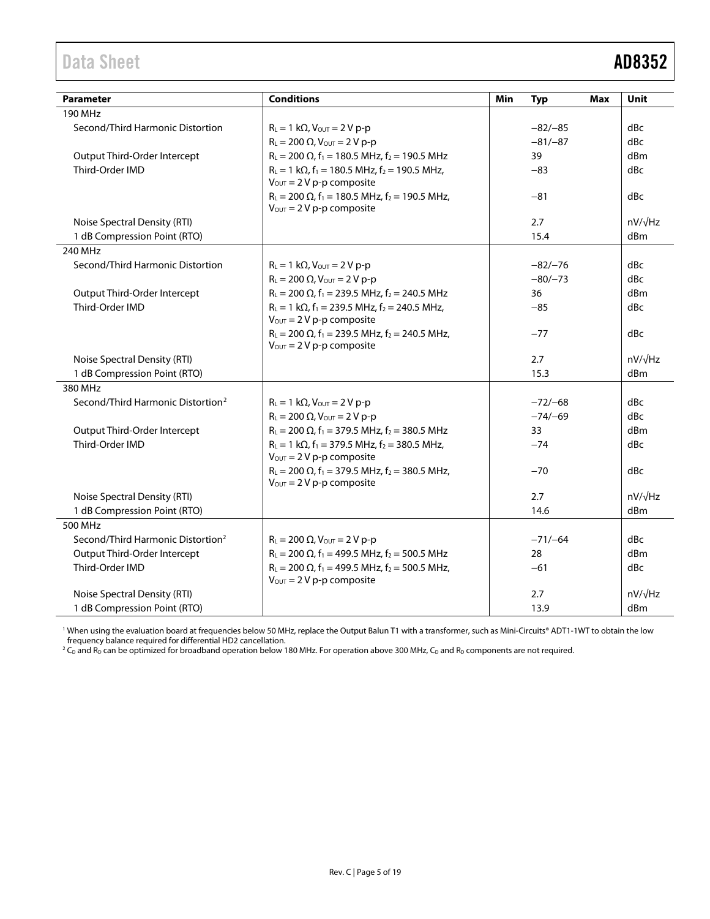| Parameter | Conditions | Min | Typ | Max | Unit |
|---|---|---|---|---|---|
| 190 MHz | | | | | |
| Second/Third Harmonic Distortion | $R_L$ = 1 kΩ, $V_{OUT}$ = 2 V p-p | | −82/−85 | | dBc |
| | $R_L$ = 200 Ω, $V_{OUT}$ = 2 V p-p | | −81/−87 | | dBc |
| Output Third-Order Intercept | $R_L$ = 200 Ω, $f_1$ = 180.5 MHz, $f_2$ = 190.5 MHz | | 39 | | dBm |
| Third-Order IMD | $R_L$ = 1 kΩ, $f_1$ = 180.5 MHz, $f_2$ = 190.5 MHz, $V_{OUT}$ = 2 V p-p composite | | −83 | | dBc |
| | $R_L$ = 200 Ω, $f_1$ = 180.5 MHz, $f_2$ = 190.5 MHz, $V_{OUT}$ = 2 V p-p composite | | −81 | | dBc |
| Noise Spectral Density (RTI) | | | 2.7 | | nV/√Hz |
| 1 dB Compression Point (RTO) | | | 15.4 | | dBm |
| 240 MHz | | | | | |
| Second/Third Harmonic Distortion | $R_L$ = 1 kΩ, $V_{OUT}$ = 2 V p-p | | −82/−76 | | dBc |
| | $R_L$ = 200 Ω, $V_{OUT}$ = 2 V p-p | | −80/−73 | | dBc |
| Output Third-Order Intercept | $R_L$ = 200 Ω, $f_1$ = 239.5 MHz, $f_2$ = 240.5 MHz | | 36 | | dBm |
| Third-Order IMD | $R_L$ = 1 kΩ, $f_1$ = 239.5 MHz, $f_2$ = 240.5 MHz, $V_{OUT}$ = 2 V p-p composite | | −85 | | dBc |
| | $R_L$ = 200 Ω, $f_1$ = 239.5 MHz, $f_2$ = 240.5 MHz, $V_{OUT}$ = 2 V p-p composite | | −77 | | dBc |
| Noise Spectral Density (RTI) | | | 2.7 | | nV/√Hz |
| 1 dB Compression Point (RTO) | | | 15.3 | | dBm |
| 380 MHz | | | | | |
| Second/Third Harmonic Distortion[2] | $R_L$ = 1 kΩ, $V_{OUT}$ = 2 V p-p | | −72/−68 | | dBc |
| | $R_L$ = 200 Ω, $V_{OUT}$ = 2 V p-p | | −74/−69 | | dBc |
| Output Third-Order Intercept | $R_L$ = 200 Ω, $f_1$ = 379.5 MHz, $f_2$ = 380.5 MHz | | 33 | | dBm |
| Third-Order IMD | $R_L$ = 1 kΩ, $f_1$ = 379.5 MHz, $f_2$ = 380.5 MHz, $V_{OUT}$ = 2 V p-p composite | | −74 | | dBc |
| | $R_L$ = 200 Ω, $f_1$ = 379.5 MHz, $f_2$ = 380.5 MHz, $V_{OUT}$ = 2 V p-p composite | | −70 | | dBc |
| Noise Spectral Density (RTI) | | | 2.7 | | nV/√Hz |
| 1 dB Compression Point (RTO) | | | 14.6 | | dBm |
| 500 MHz | | | | | |
| Second/Third Harmonic Distortion[2] | $R_L$ = 200 Ω, $V_{OUT}$ = 2 V p-p | | −71/−64 | | dBc |
| Output Third-Order Intercept | $R_L$ = 200 Ω, $f_1$ = 499.5 MHz, $f_2$ = 500.5 MHz | | 28 | | dBm |
| Third-Order IMD | $R_L$ = 200 Ω, $f_1$ = 499.5 MHz, $f_2$ = 500.5 MHz, $V_{OUT}$ = 2 V p-p composite | | −61 | | dBc |
| Noise Spectral Density (RTI) | | | 2.7 | | nV/√Hz |
| 1 dB Compression Point (RTO) | | | 13.9 | | dBm |

[1] When using the evaluation board at frequencies below 50 MHz, replace the Output Balun T1 with a transformer, such as Mini-Circuits® ADT1-1WT to obtain the low frequency balance required for differential HD2 cancellation.

[2] $C_D$ and $R_D$ can be optimized for broadband operation below 180 MHz. For operation above 300 MHz, $C_D$ and $R_D$ components are not required.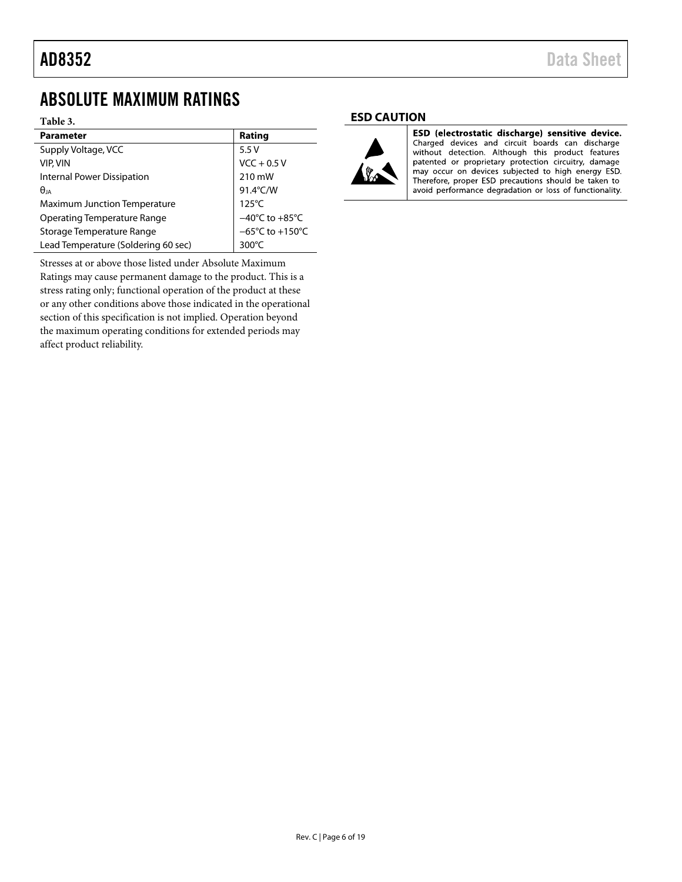## ABSOLUTE MAXIMUM RATINGS

**Table 3.**

| Parameter | Rating |
|---|---|
| Supply Voltage, VCC | 5.5 V |
| VIP, VIN | VCC + 0.5 V |
| Internal Power Dissipation | 210 mW |
| $\theta_{JA}$ | 91.4°C/W |
| Maximum Junction Temperature | 125°C |
| Operating Temperature Range | −40°C to +85°C |
| Storage Temperature Range | −65°C to +150°C |
| Lead Temperature (Soldering 60 sec) | 300°C |

Stresses at or above those listed under Absolute Maximum Ratings may cause permanent damage to the product. This is a stress rating only; functional operation of the product at these or any other conditions above those indicated in the operational section of this specification is not implied. Operation beyond the maximum operating conditions for extended periods may affect product reliability.

### ESD CAUTION

**ESD (electrostatic discharge) sensitive device.** Charged devices and circuit boards can discharge without detection. Although this product features patented or proprietary protection circuitry, damage may occur on devices subjected to high energy ESD. Therefore, proper ESD precautions should be taken to avoid performance degradation or loss of functionality.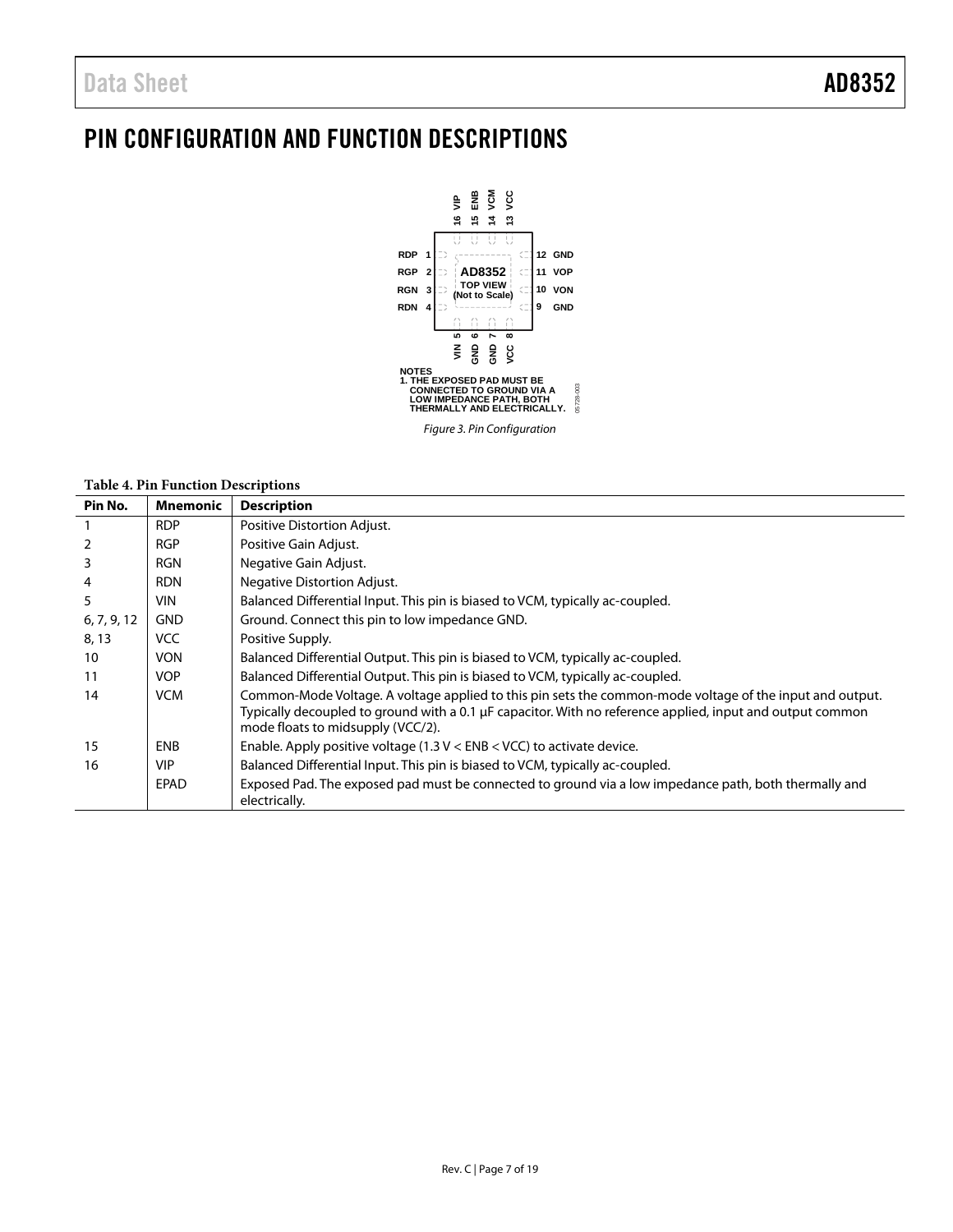# PIN CONFIGURATION AND FUNCTION DESCRIPTIONS

NOTES
1. THE EXPOSED PAD MUST BE CONNECTED TO GROUND VIA A LOW IMPEDANCE PATH, BOTH THERMALLY AND ELECTRICALLY.

*Figure 3. Pin Configuration*

**Table 4. Pin Function Descriptions**

| Pin No. | Mnemonic | Description |
|---|---|---|
| 1 | RDP | Positive Distortion Adjust. |
| 2 | RGP | Positive Gain Adjust. |
| 3 | RGN | Negative Gain Adjust. |
| 4 | RDN | Negative Distortion Adjust. |
| 5 | VIN | Balanced Differential Input. This pin is biased to VCM, typically ac-coupled. |
| 6, 7, 9, 12 | GND | Ground. Connect this pin to low impedance GND. |
| 8, 13 | VCC | Positive Supply. |
| 10 | VON | Balanced Differential Output. This pin is biased to VCM, typically ac-coupled. |
| 11 | VOP | Balanced Differential Output. This pin is biased to VCM, typically ac-coupled. |
| 14 | VCM | Common-Mode Voltage. A voltage applied to this pin sets the common-mode voltage of the input and output. Typically decoupled to ground with a 0.1 µF capacitor. With no reference applied, input and output common mode floats to midsupply (VCC/2). |
| 15 | ENB | Enable. Apply positive voltage (1.3 V < ENB < VCC) to activate device. |
| 16 | VIP | Balanced Differential Input. This pin is biased to VCM, typically ac-coupled. |
| | EPAD | Exposed Pad. The exposed pad must be connected to ground via a low impedance path, both thermally and electrically. |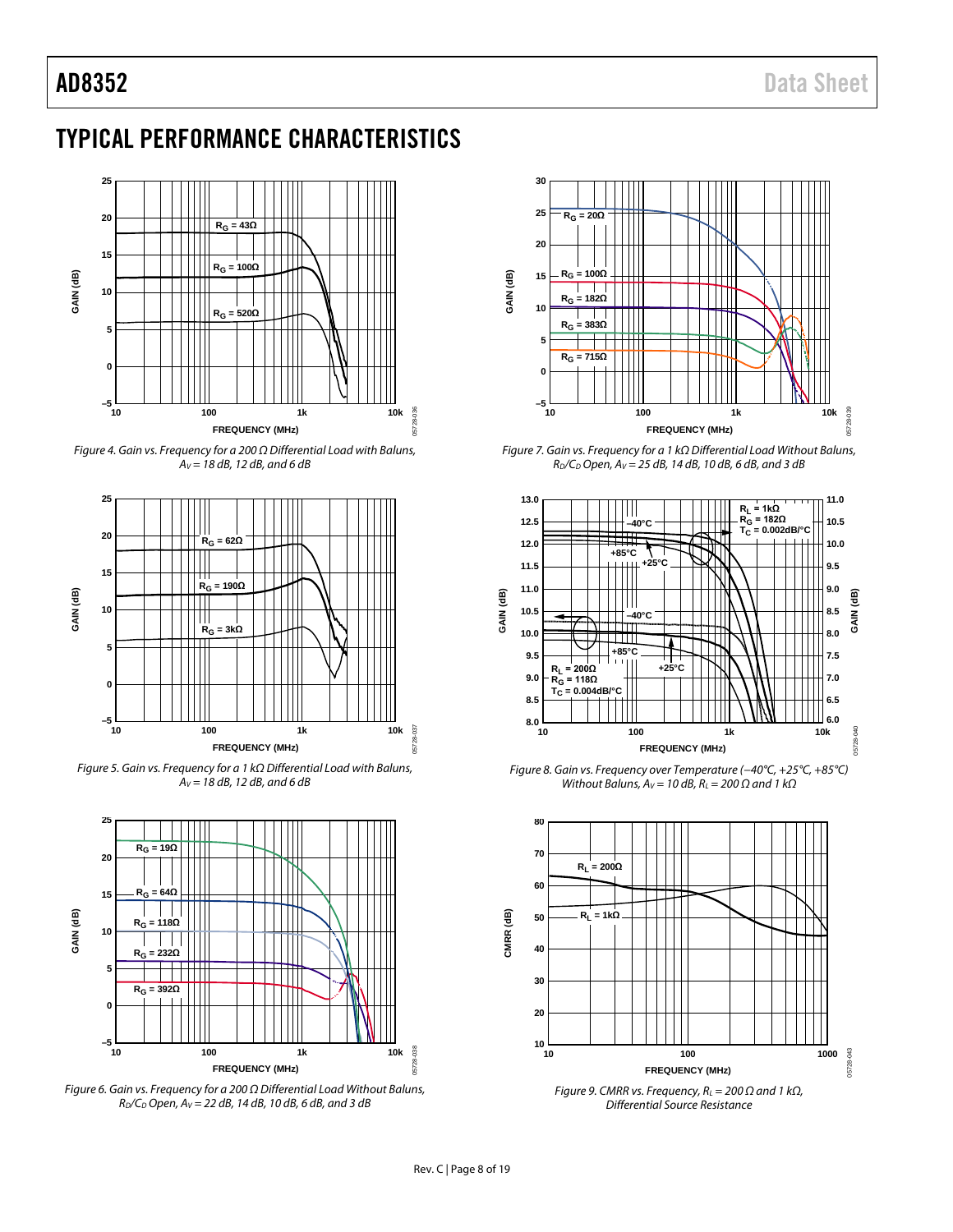## TYPICAL PERFORMANCE CHARACTERISTICS

Figure 4. Gain vs. Frequency for a 200 Ω Differential Load with Baluns, $A_V$ = 18 dB, 12 dB, and 6 dB

Figure 5. Gain vs. Frequency for a 1 kΩ Differential Load with Baluns, $A_V$ = 18 dB, 12 dB, and 6 dB

Figure 6. Gain vs. Frequency for a 200 Ω Differential Load Without Baluns, $R_D/C_D$ Open, $A_V$ = 22 dB, 14 dB, 10 dB, 6 dB, and 3 dB

Figure 7. Gain vs. Frequency for a 1 kΩ Differential Load Without Baluns, $R_D/C_D$ Open, $A_V$ = 25 dB, 14 dB, 10 dB, 6 dB, and 3 dB

Figure 8. Gain vs. Frequency over Temperature (−40°C, +25°C, +85°C) Without Baluns, $A_V$ = 10 dB, $R_L$ = 200 Ω and 1 kΩ

Figure 9. CMRR vs. Frequency, $R_L$ = 200 Ω and 1 kΩ, Differential Source Resistance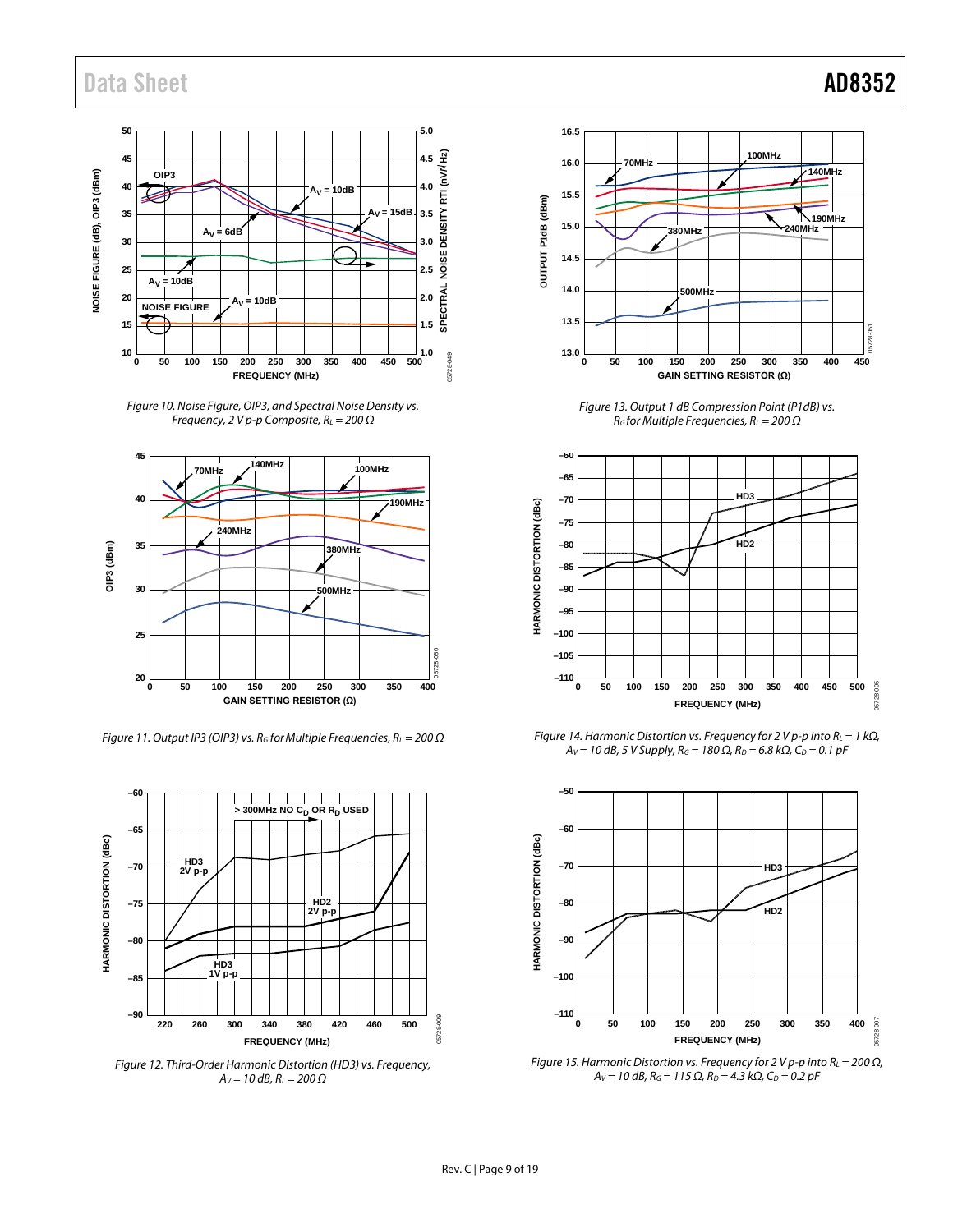Figure 10. Noise Figure, OIP3, and Spectral Noise Density vs. Frequency, 2 V p-p Composite, $R_L$ = 200 Ω

Figure 11. Output IP3 (OIP3) vs. $R_G$ for Multiple Frequencies, $R_L$ = 200 Ω

Figure 12. Third-Order Harmonic Distortion (HD3) vs. Frequency, $A_V$ = 10 dB, $R_L$ = 200 Ω

Figure 13. Output 1 dB Compression Point (P1dB) vs. $R_G$ for Multiple Frequencies, $R_L$ = 200 Ω

Figure 14. Harmonic Distortion vs. Frequency for 2 V p-p into $R_L$ = 1 kΩ, $A_V$ = 10 dB, 5 V Supply, $R_G$ = 180 Ω, $R_D$ = 6.8 kΩ, $C_D$ = 0.1 pF

Figure 15. Harmonic Distortion vs. Frequency for 2 V p-p into $R_L$ = 200 Ω, $A_V$ = 10 dB, $R_G$ = 115 Ω, $R_D$ = 4.3 kΩ, $C_D$ = 0.2 pF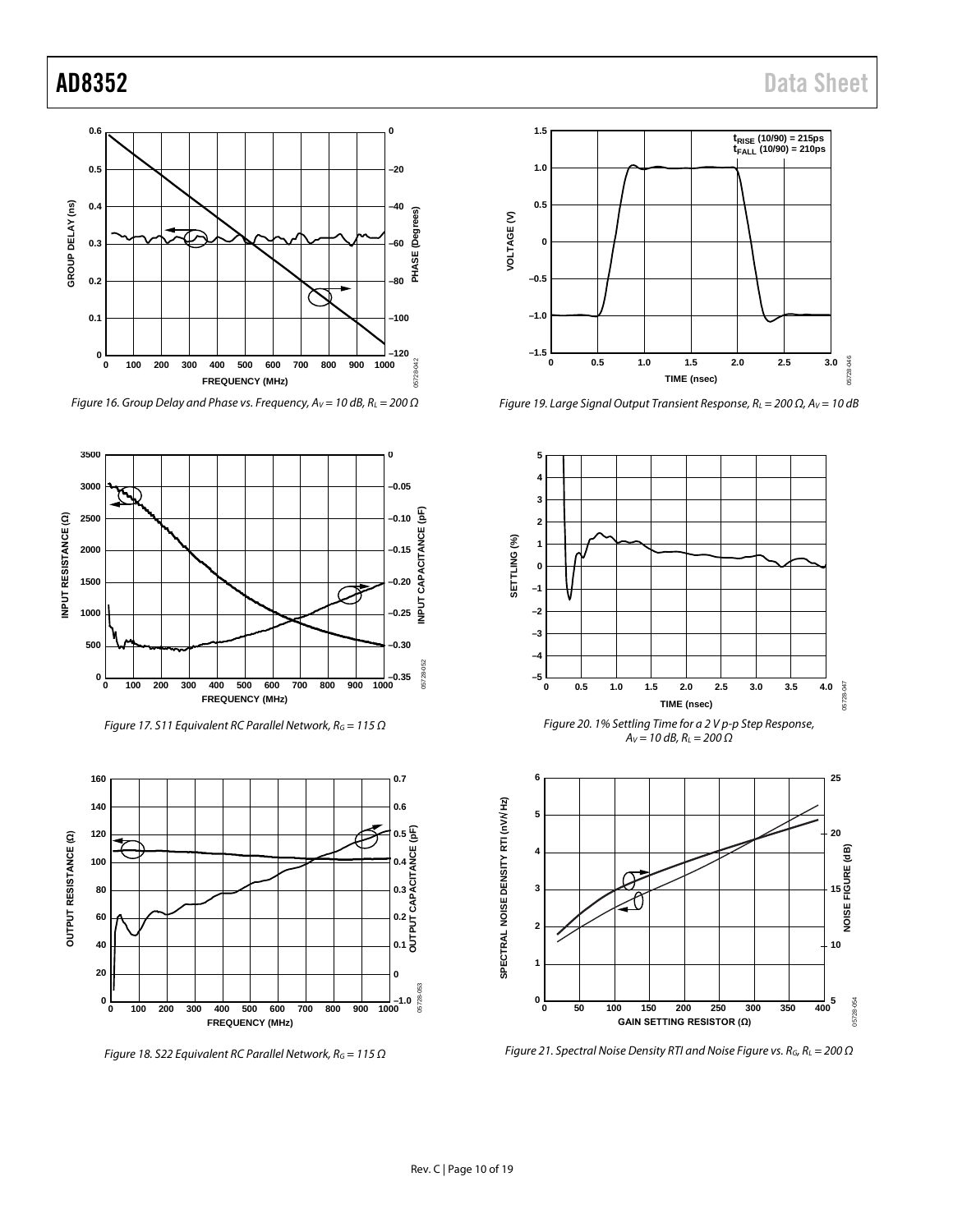Figure 16. Group Delay and Phase vs. Frequency, $A_V = 10$ dB, $R_L = 200\ \Omega$

Figure 17. S11 Equivalent RC Parallel Network, $R_G = 115\ \Omega$

Figure 18. S22 Equivalent RC Parallel Network, $R_G = 115\ \Omega$

Figure 19. Large Signal Output Transient Response, $R_L = 200\ \Omega$, $A_V = 10$ dB

Figure 20. 1% Settling Time for a 2 V p-p Step Response, $A_V = 10$ dB, $R_L = 200\ \Omega$

Figure 21. Spectral Noise Density RTI and Noise Figure vs. $R_G$, $R_L = 200\ \Omega$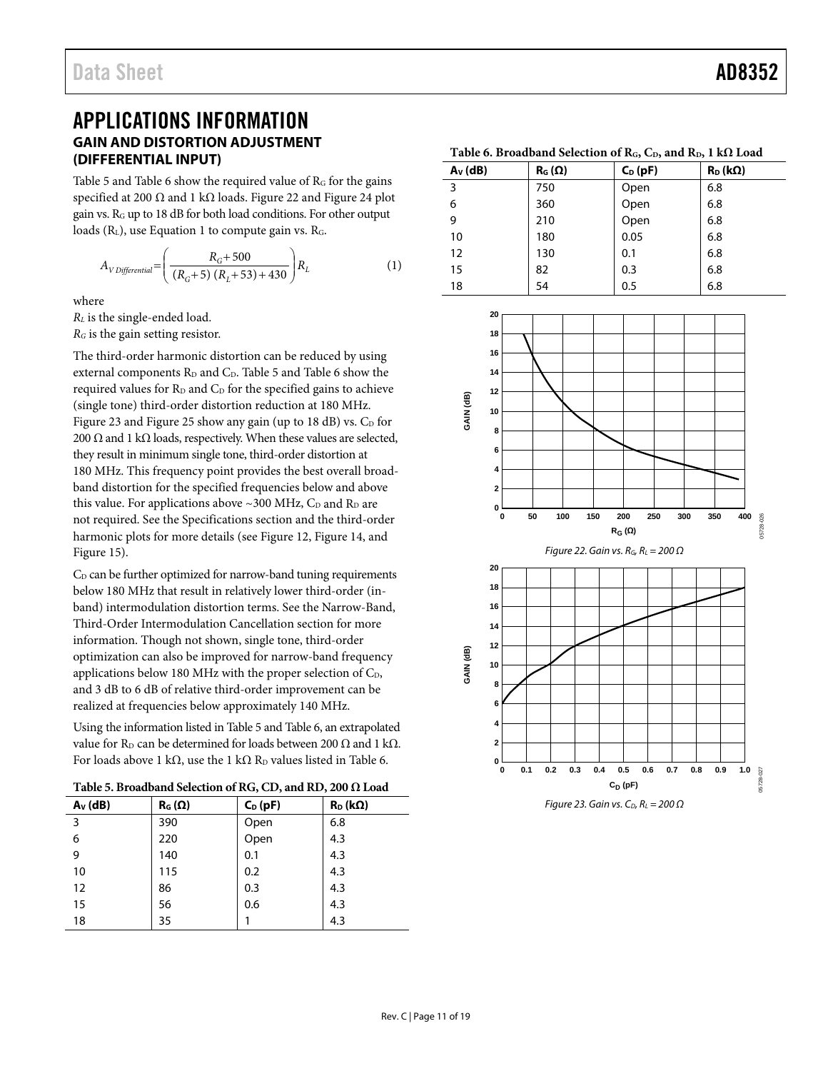# APPLICATIONS INFORMATION

## GAIN AND DISTORTION ADJUSTMENT (DIFFERENTIAL INPUT)

Table 5 and Table 6 show the required value of $R_G$ for the gains specified at 200 Ω and 1 kΩ loads. Figure 22 and Figure 24 plot gain vs. $R_G$ up to 18 dB for both load conditions. For other output loads ($R_L$), use Equation 1 to compute gain vs. $R_G$.

$$A_{V\,Differential} = \left( \frac{R_G + 500}{(R_G + 5)\,(R_L + 53) + 430} \right) R_L \quad (1)$$

where

$R_L$ is the single-ended load.
$R_G$ is the gain setting resistor.

The third-order harmonic distortion can be reduced by using external components $R_D$ and $C_D$. Table 5 and Table 6 show the required values for $R_D$ and $C_D$ for the specified gains to achieve (single tone) third-order distortion reduction at 180 MHz. Figure 23 and Figure 25 show any gain (up to 18 dB) vs. $C_D$ for 200 Ω and 1 kΩ loads, respectively. When these values are selected, they result in minimum single tone, third-order distortion at 180 MHz. This frequency point provides the best overall broadband distortion for the specified frequencies below and above this value. For applications above ~300 MHz, $C_D$ and $R_D$ are not required. See the Specifications section and the third-order harmonic plots for more details (see Figure 12, Figure 14, and Figure 15).

$C_D$ can be further optimized for narrow-band tuning requirements below 180 MHz that result in relatively lower third-order (in-band) intermodulation distortion terms. See the Narrow-Band, Third-Order Intermodulation Cancellation section for more information. Though not shown, single tone, third-order optimization can also be improved for narrow-band frequency applications below 180 MHz with the proper selection of $C_D$, and 3 dB to 6 dB of relative third-order improvement can be realized at frequencies below approximately 140 MHz.

Using the information listed in Table 5 and Table 6, an extrapolated value for $R_D$ can be determined for loads between 200 Ω and 1 kΩ. For loads above 1 kΩ, use the 1 kΩ $R_D$ values listed in Table 6.

**Table 5. Broadband Selection of RG, CD, and RD, 200 Ω Load**

| $A_V$ (dB) | $R_G$ (Ω) | $C_D$ (pF) | $R_D$ (kΩ) |
|---|---|---|---|
| 3 | 390 | Open | 6.8 |
| 6 | 220 | Open | 4.3 |
| 9 | 140 | 0.1 | 4.3 |
| 10 | 115 | 0.2 | 4.3 |
| 12 | 86 | 0.3 | 4.3 |
| 15 | 56 | 0.6 | 4.3 |
| 18 | 35 | 1 | 4.3 |

**Table 6. Broadband Selection of $R_G$, $C_D$, and $R_D$, 1 kΩ Load**

| $A_V$ (dB) | $R_G$ (Ω) | $C_D$ (pF) | $R_D$ (kΩ) |
|---|---|---|---|
| 3 | 750 | Open | 6.8 |
| 6 | 360 | Open | 6.8 |
| 9 | 210 | Open | 6.8 |
| 10 | 180 | 0.05 | 6.8 |
| 12 | 130 | 0.1 | 6.8 |
| 15 | 82 | 0.3 | 6.8 |
| 18 | 54 | 0.5 | 6.8 |

*Figure 22. Gain vs. $R_G$, $R_L$ = 200 Ω*

*Figure 23. Gain vs. $C_D$, $R_L$ = 200 Ω*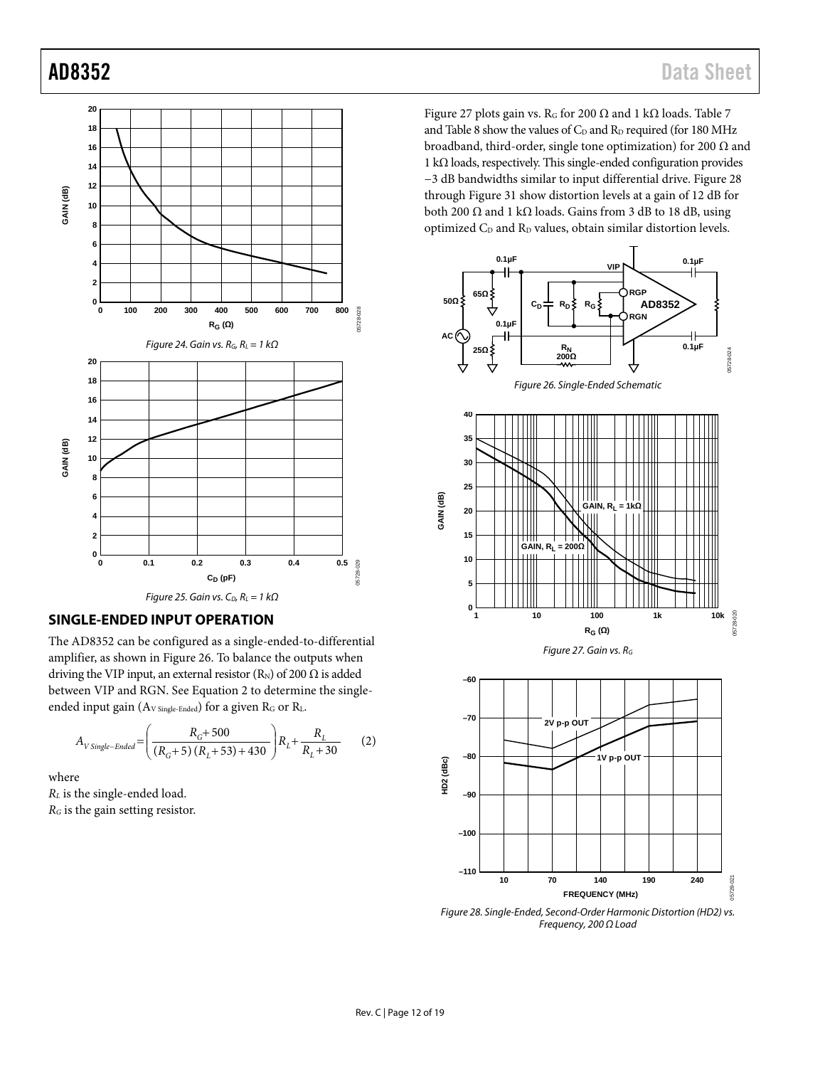Figure 24. Gain vs. $R_G$, $R_L$ = 1 kΩ

Figure 25. Gain vs. $C_D$, $R_L$ = 1 kΩ

## SINGLE-ENDED INPUT OPERATION

The AD8352 can be configured as a single-ended-to-differential amplifier, as shown in Figure 26. To balance the outputs when driving the VIP input, an external resistor ($R_N$) of 200 Ω is added between VIP and RGN. See Equation 2 to determine the single-ended input gain ($A_{V\,Single\text{-}Ended}$) for a given $R_G$ or $R_L$.

$$A_{V\,Single-Ended} = \left( \frac{R_G + 500}{(R_G + 5)\,(R_L + 53) + 430} \right) R_L + \frac{R_L}{R_L + 30} \qquad (2)$$

where

$R_L$ is the single-ended load.

$R_G$ is the gain setting resistor.

Figure 27 plots gain vs. $R_G$ for 200 Ω and 1 kΩ loads. Table 7 and Table 8 show the values of $C_D$ and $R_D$ required (for 180 MHz broadband, third-order, single tone optimization) for 200 Ω and 1 kΩ loads, respectively. This single-ended configuration provides −3 dB bandwidths similar to input differential drive. Figure 28 through Figure 31 show distortion levels at a gain of 12 dB for both 200 Ω and 1 kΩ loads. Gains from 3 dB to 18 dB, using optimized $C_D$ and $R_D$ values, obtain similar distortion levels.

Figure 26. Single-Ended Schematic

Figure 27. Gain vs. $R_G$

Figure 28. Single-Ended, Second-Order Harmonic Distortion (HD2) vs. Frequency, 200 Ω Load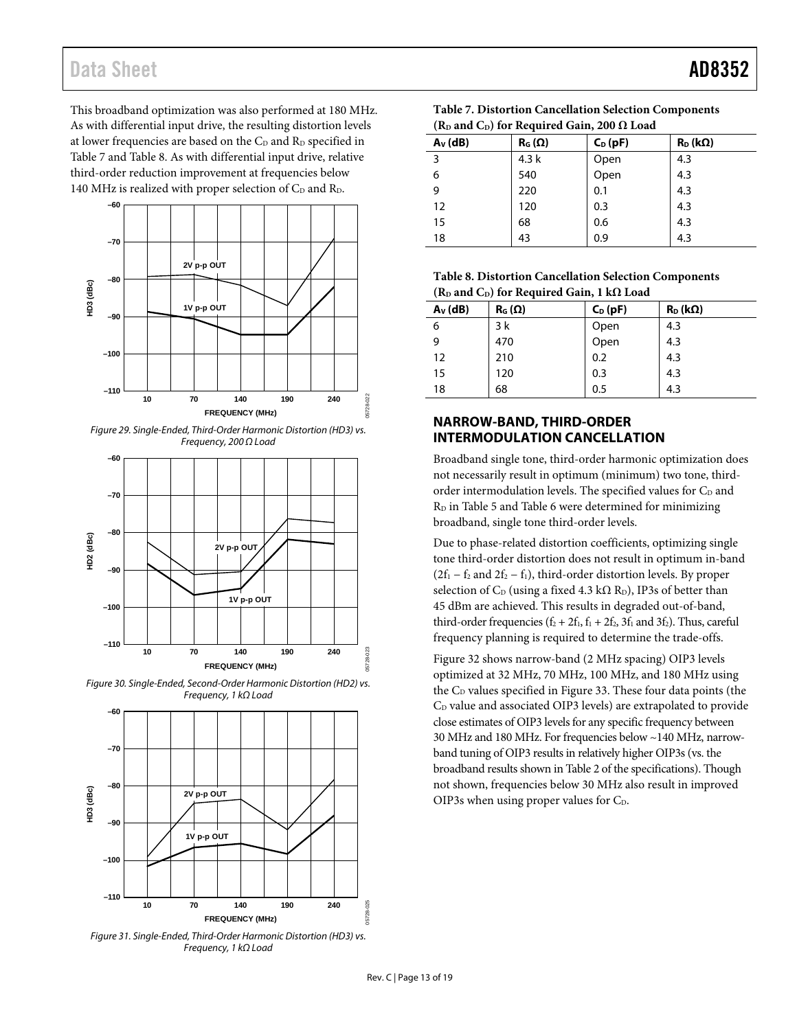This broadband optimization was also performed at 180 MHz. As with differential input drive, the resulting distortion levels at lower frequencies are based on the $C_D$ and $R_D$ specified in Table 7 and Table 8. As with differential input drive, relative third-order reduction improvement at frequencies below 140 MHz is realized with proper selection of $C_D$ and $R_D$.

*Figure 29. Single-Ended, Third-Order Harmonic Distortion (HD3) vs. Frequency, 200 Ω Load*

*Figure 30. Single-Ended, Second-Order Harmonic Distortion (HD2) vs. Frequency, 1 kΩ Load*

*Figure 31. Single-Ended, Third-Order Harmonic Distortion (HD3) vs. Frequency, 1 kΩ Load*

**Table 7. Distortion Cancellation Selection Components ($R_D$ and $C_D$) for Required Gain, 200 Ω Load**

| $A_V$ (dB) | $R_G$ (Ω) | $C_D$ (pF) | $R_D$ (kΩ) |
|---|---|---|---|
| 3 | 4.3 k | Open | 4.3 |
| 6 | 540 | Open | 4.3 |
| 9 | 220 | 0.1 | 4.3 |
| 12 | 120 | 0.3 | 4.3 |
| 15 | 68 | 0.6 | 4.3 |
| 18 | 43 | 0.9 | 4.3 |

**Table 8. Distortion Cancellation Selection Components ($R_D$ and $C_D$) for Required Gain, 1 kΩ Load**

| $A_V$ (dB) | $R_G$ (Ω) | $C_D$ (pF) | $R_D$ (kΩ) |
|---|---|---|---|
| 6 | 3 k | Open | 4.3 |
| 9 | 470 | Open | 4.3 |
| 12 | 210 | 0.2 | 4.3 |
| 15 | 120 | 0.3 | 4.3 |
| 18 | 68 | 0.5 | 4.3 |

## NARROW-BAND, THIRD-ORDER INTERMODULATION CANCELLATION

Broadband single tone, third-order harmonic optimization does not necessarily result in optimum (minimum) two tone, third-order intermodulation levels. The specified values for $C_D$ and $R_D$ in Table 5 and Table 6 were determined for minimizing broadband, single tone third-order levels.

Due to phase-related distortion coefficients, optimizing single tone third-order distortion does not result in optimum in-band ($2f_1 - f_2$ and $2f_2 - f_1$), third-order distortion levels. By proper selection of $C_D$ (using a fixed 4.3 kΩ $R_D$), IP3s of better than 45 dBm are achieved. This results in degraded out-of-band, third-order frequencies ($f_2 + 2f_1$, $f_1 + 2f_2$, $3f_1$ and $3f_2$). Thus, careful frequency planning is required to determine the trade-offs.

Figure 32 shows narrow-band (2 MHz spacing) OIP3 levels optimized at 32 MHz, 70 MHz, 100 MHz, and 180 MHz using the $C_D$ values specified in Figure 33. These four data points (the $C_D$ value and associated OIP3 levels) are extrapolated to provide close estimates of OIP3 levels for any specific frequency between 30 MHz and 180 MHz. For frequencies below ~140 MHz, narrow-band tuning of OIP3 results in relatively higher OIP3s (vs. the broadband results shown in Table 2 of the specifications). Though not shown, frequencies below 30 MHz also result in improved OIP3s when using proper values for $C_D$.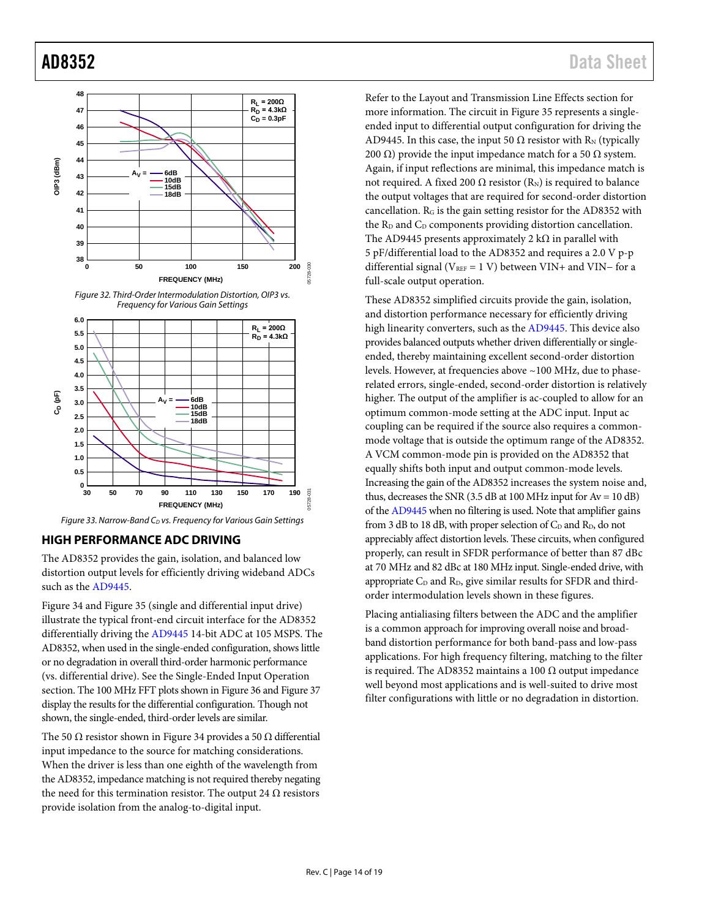Figure 32. Third-Order Intermodulation Distortion, OIP3 vs. Frequency for Various Gain Settings

Figure 33. Narrow-Band $C_D$ vs. Frequency for Various Gain Settings

## HIGH PERFORMANCE ADC DRIVING

The AD8352 provides the gain, isolation, and balanced low distortion output levels for efficiently driving wideband ADCs such as the AD9445.

Figure 34 and Figure 35 (single and differential input drive) illustrate the typical front-end circuit interface for the AD8352 differentially driving the AD9445 14-bit ADC at 105 MSPS. The AD8352, when used in the single-ended configuration, shows little or no degradation in overall third-order harmonic performance (vs. differential drive). See the Single-Ended Input Operation section. The 100 MHz FFT plots shown in Figure 36 and Figure 37 display the results for the differential configuration. Though not shown, the single-ended, third-order levels are similar.

The 50 Ω resistor shown in Figure 34 provides a 50 Ω differential input impedance to the source for matching considerations. When the driver is less than one eighth of the wavelength from the AD8352, impedance matching is not required thereby negating the need for this termination resistor. The output 24 Ω resistors provide isolation from the analog-to-digital input.

Refer to the Layout and Transmission Line Effects section for more information. The circuit in Figure 35 represents a single-ended input to differential output configuration for driving the AD9445. In this case, the input 50 Ω resistor with $R_N$ (typically 200 Ω) provide the input impedance match for a 50 Ω system. Again, if input reflections are minimal, this impedance match is not required. A fixed 200 Ω resistor ($R_N$) is required to balance the output voltages that are required for second-order distortion cancellation. $R_G$ is the gain setting resistor for the AD8352 with the $R_D$ and $C_D$ components providing distortion cancellation. The AD9445 presents approximately 2 kΩ in parallel with 5 pF/differential load to the AD8352 and requires a 2.0 V p-p differential signal ($V_{REF}$ = 1 V) between VIN+ and VIN− for a full-scale output operation.

These AD8352 simplified circuits provide the gain, isolation, and distortion performance necessary for efficiently driving high linearity converters, such as the AD9445. This device also provides balanced outputs whether driven differentially or single-ended, thereby maintaining excellent second-order distortion levels. However, at frequencies above ~100 MHz, due to phase-related errors, single-ended, second-order distortion is relatively higher. The output of the amplifier is ac-coupled to allow for an optimum common-mode setting at the ADC input. Input ac coupling can be required if the source also requires a common-mode voltage that is outside the optimum range of the AD8352. A VCM common-mode pin is provided on the AD8352 that equally shifts both input and output common-mode levels. Increasing the gain of the AD8352 increases the system noise and, thus, decreases the SNR (3.5 dB at 100 MHz input for Av = 10 dB) of the AD9445 when no filtering is used. Note that amplifier gains from 3 dB to 18 dB, with proper selection of $C_D$ and $R_D$, do not appreciably affect distortion levels. These circuits, when configured properly, can result in SFDR performance of better than 87 dBc at 70 MHz and 82 dBc at 180 MHz input. Single-ended drive, with appropriate $C_D$ and $R_D$, give similar results for SFDR and third-order intermodulation levels shown in these figures.

Placing antialiasing filters between the ADC and the amplifier is a common approach for improving overall noise and broad-band distortion performance for both band-pass and low-pass applications. For high frequency filtering, matching to the filter is required. The AD8352 maintains a 100 Ω output impedance well beyond most applications and is well-suited to drive most filter configurations with little or no degradation in distortion.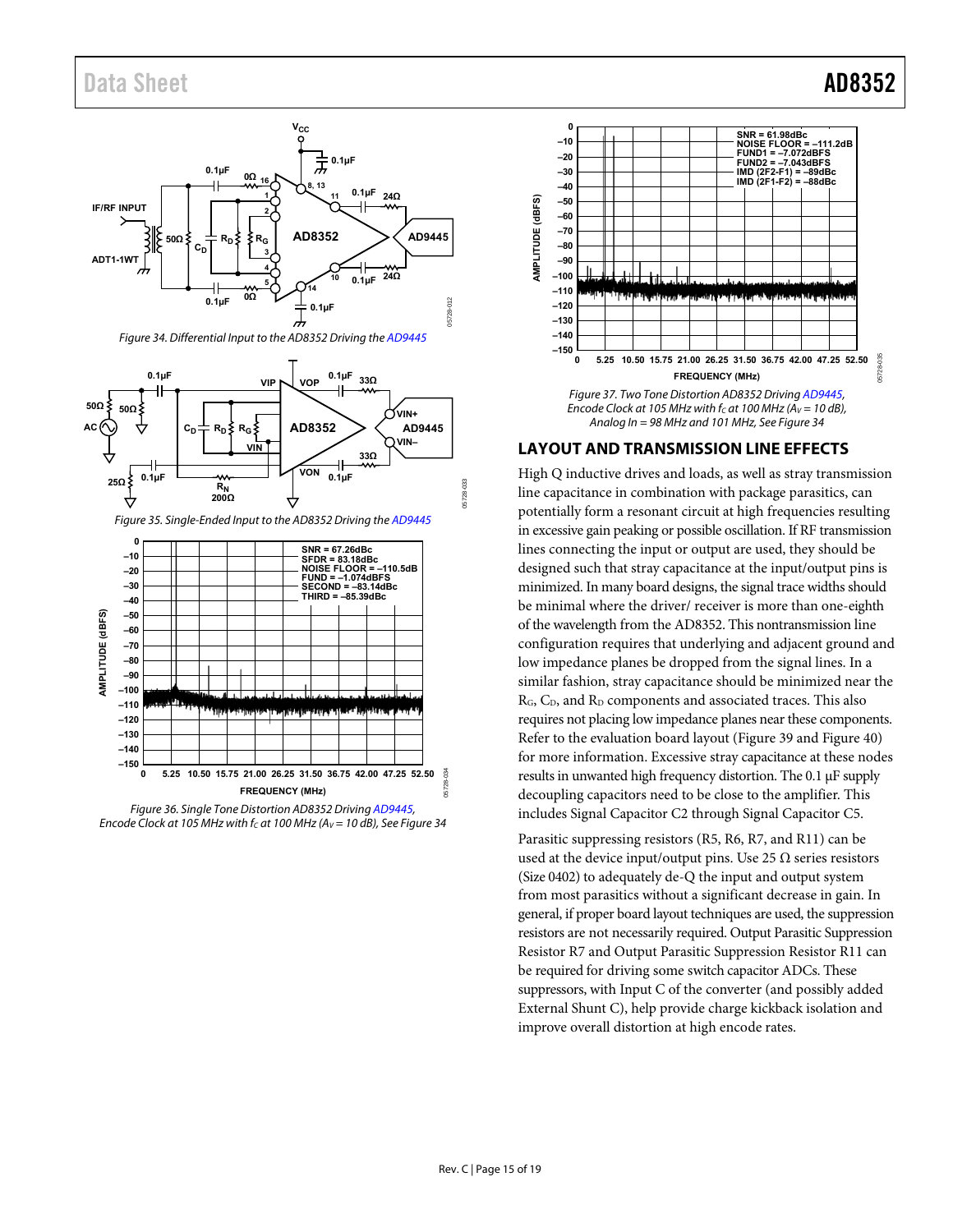Figure 34. Differential Input to the AD8352 Driving the AD9445

Figure 35. Single-Ended Input to the AD8352 Driving the AD9445

Figure 36. Single Tone Distortion AD8352 Driving AD9445, Encode Clock at 105 MHz with $f_C$ at 100 MHz ($A_V$ = 10 dB), See Figure 34

Figure 37. Two Tone Distortion AD8352 Driving AD9445, Encode Clock at 105 MHz with $f_C$ at 100 MHz ($A_V$ = 10 dB), Analog In = 98 MHz and 101 MHz, See Figure 34

## LAYOUT AND TRANSMISSION LINE EFFECTS

High Q inductive drives and loads, as well as stray transmission line capacitance in combination with package parasitics, can potentially form a resonant circuit at high frequencies resulting in excessive gain peaking or possible oscillation. If RF transmission lines connecting the input or output are used, they should be designed such that stray capacitance at the input/output pins is minimized. In many board designs, the signal trace widths should be minimal where the driver/ receiver is more than one-eighth of the wavelength from the AD8352. This nontransmission line configuration requires that underlying and adjacent ground and low impedance planes be dropped from the signal lines. In a similar fashion, stray capacitance should be minimized near the $R_G$, $C_D$, and $R_D$ components and associated traces. This also requires not placing low impedance planes near these components. Refer to the evaluation board layout (Figure 39 and Figure 40) for more information. Excessive stray capacitance at these nodes results in unwanted high frequency distortion. The 0.1 µF supply decoupling capacitors need to be close to the amplifier. This includes Signal Capacitor C2 through Signal Capacitor C5.

Parasitic suppressing resistors (R5, R6, R7, and R11) can be used at the device input/output pins. Use 25 Ω series resistors (Size 0402) to adequately de-Q the input and output system from most parasitics without a significant decrease in gain. In general, if proper board layout techniques are used, the suppression resistors are not necessarily required. Output Parasitic Suppression Resistor R7 and Output Parasitic Suppression Resistor R11 can be required for driving some switch capacitor ADCs. These suppressors, with Input C of the converter (and possibly added External Shunt C), help provide charge kickback isolation and improve overall distortion at high encode rates.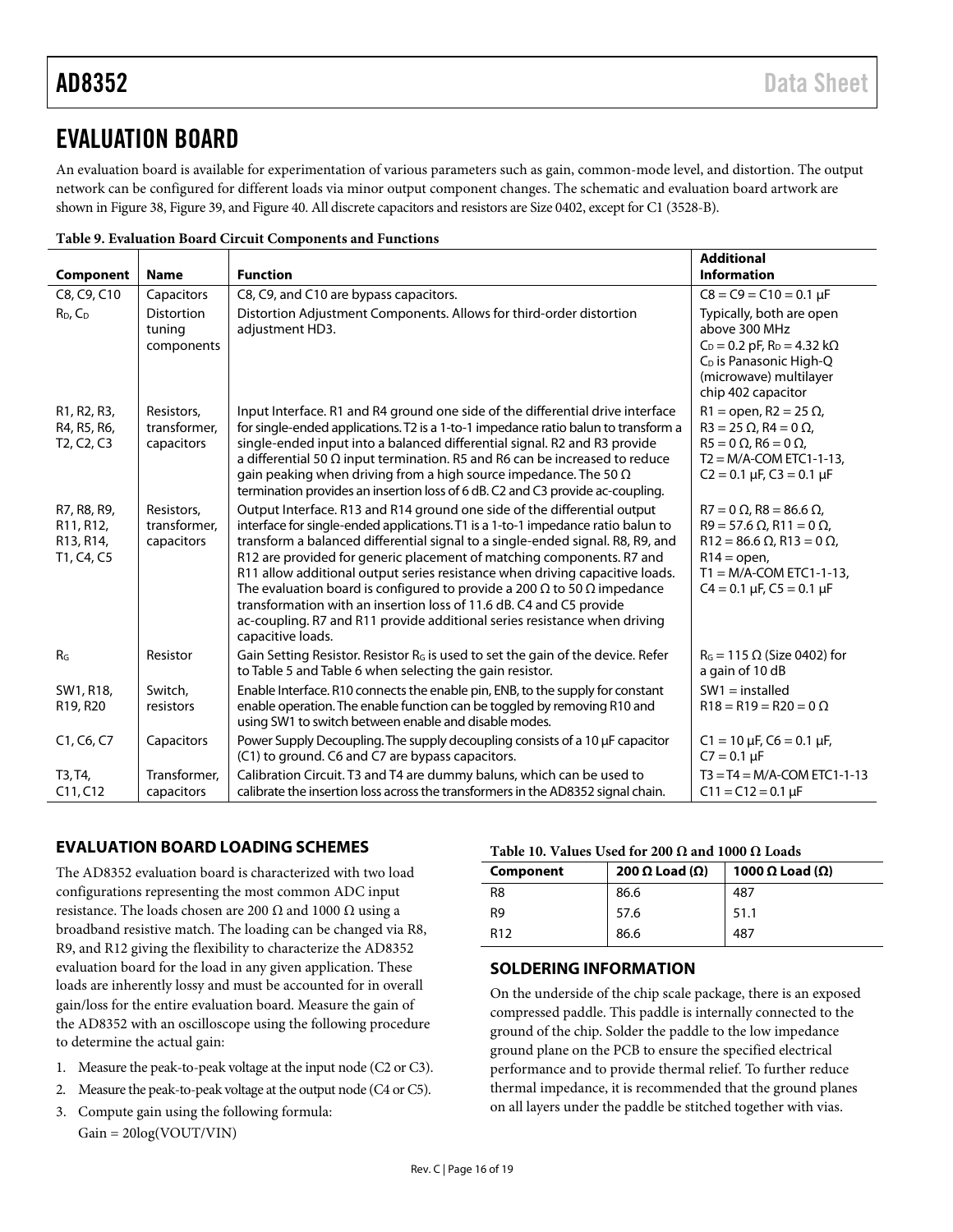# EVALUATION BOARD

An evaluation board is available for experimentation of various parameters such as gain, common-mode level, and distortion. The output network can be configured for different loads via minor output component changes. The schematic and evaluation board artwork are shown in Figure 38, Figure 39, and Figure 40. All discrete capacitors and resistors are Size 0402, except for C1 (3528-B).

**Table 9. Evaluation Board Circuit Components and Functions**

| Component | Name | Function | Additional Information |
|---|---|---|---|
| C8, C9, C10 | Capacitors | C8, C9, and C10 are bypass capacitors. | C8 = C9 = C10 = 0.1 µF |
| $R_D$, $C_D$ | Distortion tuning components | Distortion Adjustment Components. Allows for third-order distortion adjustment HD3. | Typically, both are open above 300 MHz<br>$C_D$ = 0.2 pF, $R_D$ = 4.32 kΩ<br>$C_D$ is Panasonic High-Q (microwave) multilayer chip 402 capacitor |
| R1, R2, R3, R4, R5, R6, T2, C2, C3 | Resistors, transformer, capacitors | Input Interface. R1 and R4 ground one side of the differential drive interface for single-ended applications. T2 is a 1-to-1 impedance ratio balun to transform a single-ended input into a balanced differential signal. R2 and R3 provide a differential 50 Ω input termination. R5 and R6 can be increased to reduce gain peaking when driving from a high source impedance. The 50 Ω termination provides an insertion loss of 6 dB. C2 and C3 provide ac-coupling. | R1 = open, R2 = 25 Ω, R3 = 25 Ω, R4 = 0 Ω, R5 = 0 Ω, R6 = 0 Ω, T2 = M/A-COM ETC1-1-13, C2 = 0.1 µF, C3 = 0.1 µF |
| R7, R8, R9, R11, R12, R13, R14, T1, C4, C5 | Resistors, transformer, capacitors | Output Interface. R13 and R14 ground one side of the differential output interface for single-ended applications. T1 is a 1-to-1 impedance ratio balun to transform a balanced differential signal to a single-ended signal. R8, R9, and R12 are provided for generic placement of matching components. R7 and R11 allow additional output series resistance when driving capacitive loads. The evaluation board is configured to provide a 200 Ω to 50 Ω impedance transformation with an insertion loss of 11.6 dB. C4 and C5 provide ac-coupling. R7 and R11 provide additional series resistance when driving capacitive loads. | R7 = 0 Ω, R8 = 86.6 Ω, R9 = 57.6 Ω, R11 = 0 Ω, R12 = 86.6 Ω, R13 = 0 Ω, R14 = open, T1 = M/A-COM ETC1-1-13, C4 = 0.1 µF, C5 = 0.1 µF |
| $R_G$ | Resistor | Gain Setting Resistor. Resistor $R_G$ is used to set the gain of the device. Refer to Table 5 and Table 6 when selecting the gain resistor. | $R_G$ = 115 Ω (Size 0402) for a gain of 10 dB |
| SW1, R18, R19, R20 | Switch, resistors | Enable Interface. R10 connects the enable pin, ENB, to the supply for constant enable operation. The enable function can be toggled by removing R10 and using SW1 to switch between enable and disable modes. | SW1 = installed<br>R18 = R19 = R20 = 0 Ω |
| C1, C6, C7 | Capacitors | Power Supply Decoupling. The supply decoupling consists of a 10 µF capacitor (C1) to ground. C6 and C7 are bypass capacitors. | C1 = 10 µF, C6 = 0.1 µF, C7 = 0.1 µF |
| T3, T4, C11, C12 | Transformer, capacitors | Calibration Circuit. T3 and T4 are dummy baluns, which can be used to calibrate the insertion loss across the transformers in the AD8352 signal chain. | T3 = T4 = M/A-COM ETC1-1-13<br>C11 = C12 = 0.1 µF |

## EVALUATION BOARD LOADING SCHEMES

The AD8352 evaluation board is characterized with two load configurations representing the most common ADC input resistance. The loads chosen are 200 Ω and 1000 Ω using a broadband resistive match. The loading can be changed via R8, R9, and R12 giving the flexibility to characterize the AD8352 evaluation board for the load in any given application. These loads are inherently lossy and must be accounted for in overall gain/loss for the entire evaluation board. Measure the gain of the AD8352 with an oscilloscope using the following procedure to determine the actual gain:

1. Measure the peak-to-peak voltage at the input node (C2 or C3).
2. Measure the peak-to-peak voltage at the output node (C4 or C5).
3. Compute gain using the following formula:
   Gain = 20log(VOUT/VIN)

**Table 10. Values Used for 200 Ω and 1000 Ω Loads**

| Component | 200 Ω Load (Ω) | 1000 Ω Load (Ω) |
|---|---|---|
| R8 | 86.6 | 487 |
| R9 | 57.6 | 51.1 |
| R12 | 86.6 | 487 |

## SOLDERING INFORMATION

On the underside of the chip scale package, there is an exposed compressed paddle. This paddle is internally connected to the ground of the chip. Solder the paddle to the low impedance ground plane on the PCB to ensure the specified electrical performance and to provide thermal relief. To further reduce thermal impedance, it is recommended that the ground planes on all layers under the paddle be stitched together with vias.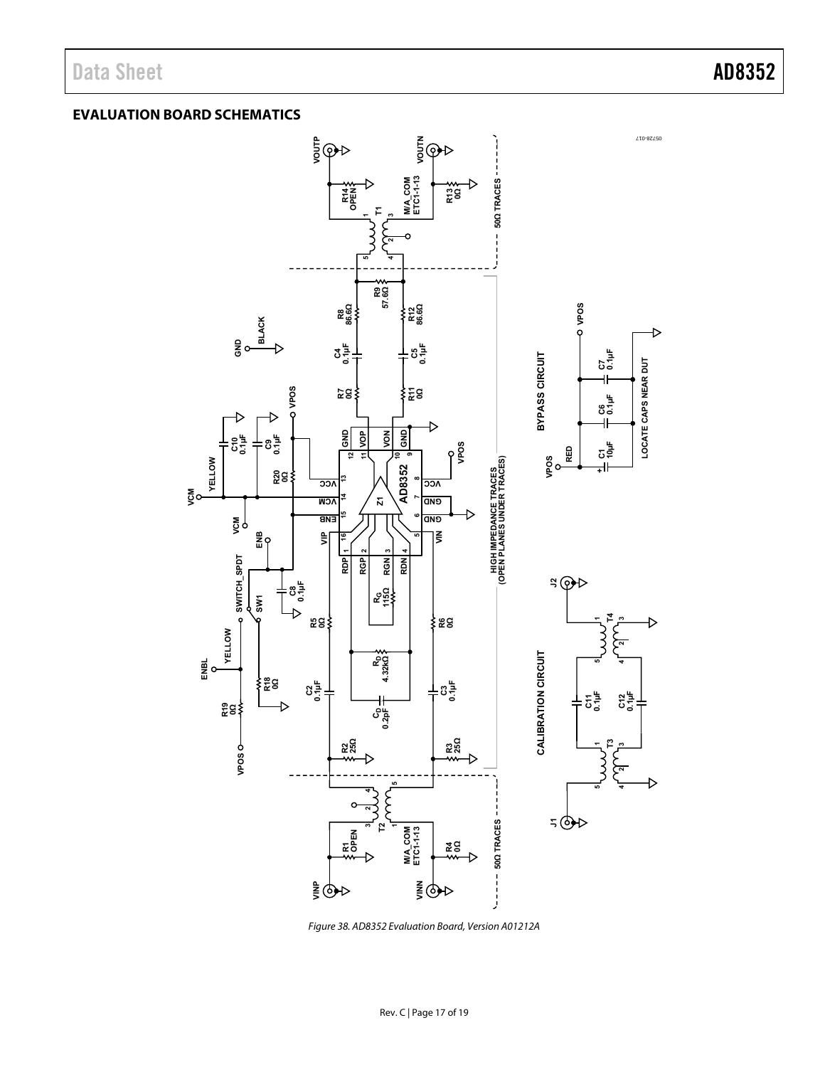## EVALUATION BOARD SCHEMATICS

*Figure 38. AD8352 Evaluation Board, Version A01212A*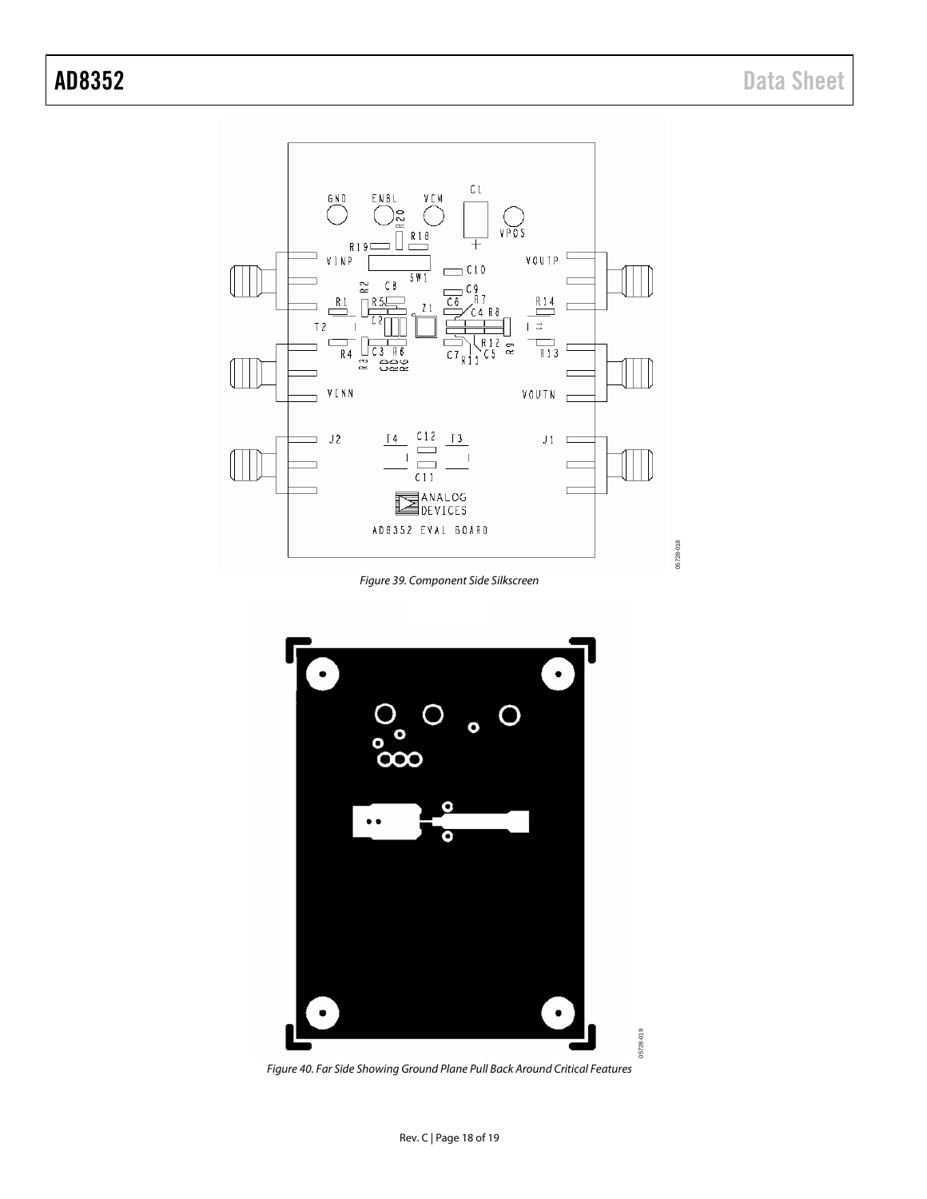Figure 39. Component Side Silkscreen

Figure 40. Far Side Showing Ground Plane Pull Back Around Critical Features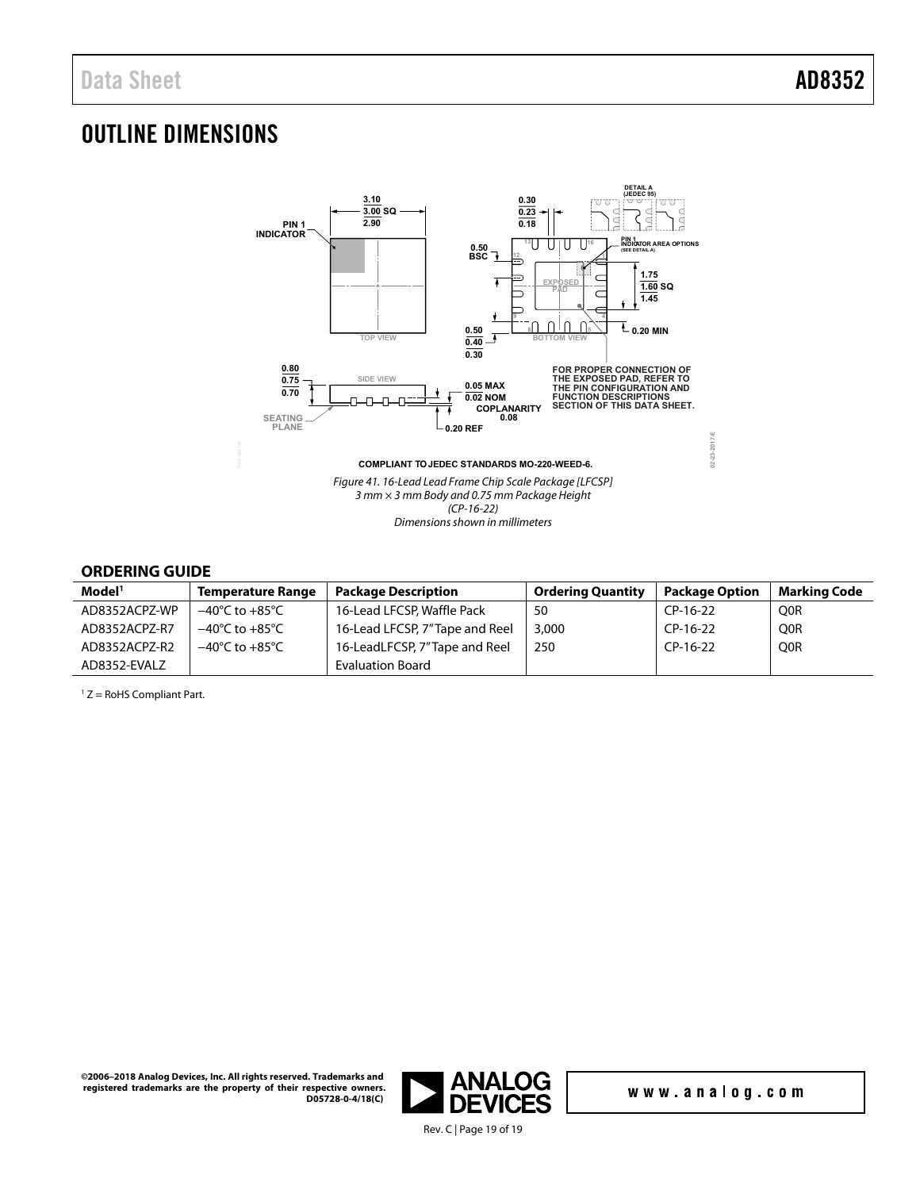# OUTLINE DIMENSIONS

3.10
3.00 SQ
2.90

PIN 1 INDICATOR

TOP VIEW

0.30
0.23
0.18

0.50 BSC

13
16
12
9
8
5
4

EXPOSED PAD

PIN 1 INDICATOR AREA OPTIONS (SEE DETAIL A)

DETAIL A (JEDEC 95)

1.75
1.60 SQ
1.45

0.50
0.40
0.30

0.20 MIN

BOTTOM VIEW

0.80
0.75
0.70

SIDE VIEW

SEATING PLANE

0.05 MAX
0.02 NOM

COPLANARITY
0.08

0.20 REF

FOR PROPER CONNECTION OF THE EXPOSED PAD, REFER TO THE PIN CONFIGURATION AND FUNCTION DESCRIPTIONS SECTION OF THIS DATA SHEET.

COMPLIANT TO JEDEC STANDARDS MO-220-WEED-6.

02-23-2017-E

*Figure 41. 16-Lead Lead Frame Chip Scale Package [LFCSP]*
*3 mm × 3 mm Body and 0.75 mm Package Height*
*(CP-16-22)*
*Dimensions shown in millimeters*

## ORDERING GUIDE

| Model[1] | Temperature Range | Package Description | Ordering Quantity | Package Option | Marking Code |
|---|---|---|---|---|---|
| AD8352ACPZ-WP | −40°C to +85°C | 16-Lead LFCSP, Waffle Pack | 50 | CP-16-22 | Q0R |
| AD8352ACPZ-R7 | −40°C to +85°C | 16-Lead LFCSP, 7" Tape and Reel | 3,000 | CP-16-22 | Q0R |
| AD8352ACPZ-R2 | −40°C to +85°C | 16-LeadLFCSP, 7" Tape and Reel | 250 | CP-16-22 | Q0R |
| AD8352-EVALZ | | Evaluation Board | | | |

[1] Z = RoHS Compliant Part.

**©2006–2018 Analog Devices, Inc. All rights reserved. Trademarks and registered trademarks are the property of their respective owners. D05728-0-4/18(C)**

www.analog.com